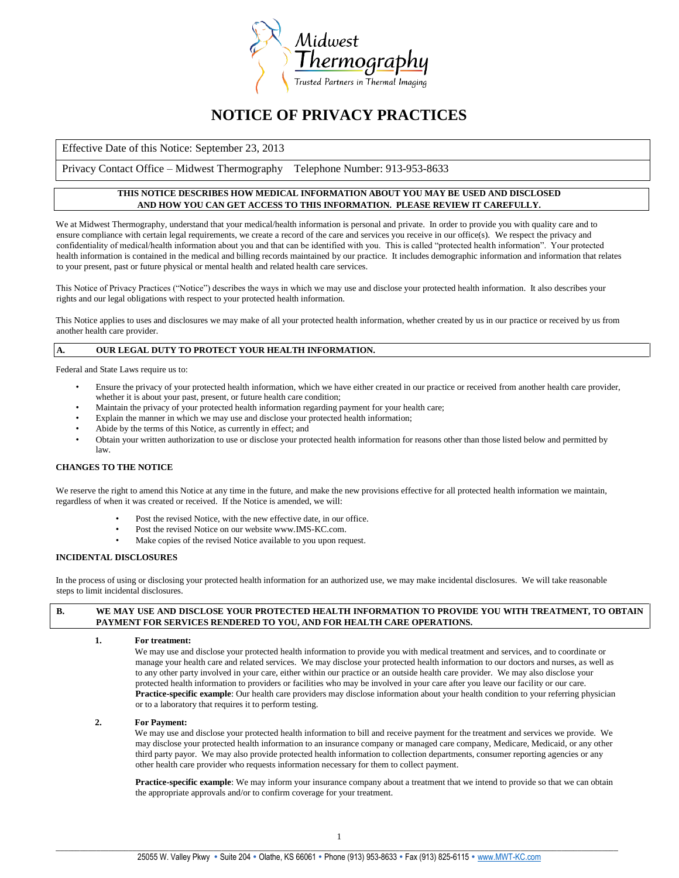Midwest Thermography

Trusted Partners in Thermal Imaging

# NOTICE OF PRIVACY PRACTICES

| Effective Date of this Notice: September 23, 2013 |
|---|
| Privacy Contact Office – Midwest Thermography Telephone Number: 913-953-8633 |

**THIS NOTICE DESCRIBES HOW MEDICAL INFORMATION ABOUT YOU MAY BE USED AND DISCLOSED AND HOW YOU CAN GET ACCESS TO THIS INFORMATION. PLEASE REVIEW IT CAREFULLY.**

We at Midwest Thermography, understand that your medical/health information is personal and private. In order to provide you with quality care and to ensure compliance with certain legal requirements, we create a record of the care and services you receive in our office(s). We respect the privacy and confidentiality of medical/health information about you and that can be identified with you. This is called "protected health information". Your protected health information is contained in the medical and billing records maintained by our practice. It includes demographic information and information that relates to your present, past or future physical or mental health and related health care services.

This Notice of Privacy Practices ("Notice") describes the ways in which we may use and disclose your protected health information. It also describes your rights and our legal obligations with respect to your protected health information.

This Notice applies to uses and disclosures we may make of all your protected health information, whether created by us in our practice or received by us from another health care provider.

## A. OUR LEGAL DUTY TO PROTECT YOUR HEALTH INFORMATION.

Federal and State Laws require us to:

- Ensure the privacy of your protected health information, which we have either created in our practice or received from another health care provider, whether it is about your past, present, or future health care condition;
- Maintain the privacy of your protected health information regarding payment for your health care;
- Explain the manner in which we may use and disclose your protected health information;
- Abide by the terms of this Notice, as currently in effect; and
- Obtain your written authorization to use or disclose your protected health information for reasons other than those listed below and permitted by law.

### CHANGES TO THE NOTICE

We reserve the right to amend this Notice at any time in the future, and make the new provisions effective for all protected health information we maintain, regardless of when it was created or received. If the Notice is amended, we will:

- Post the revised Notice, with the new effective date, in our office.
- Post the revised Notice on our website www.IMS-KC.com.
- Make copies of the revised Notice available to you upon request.

### INCIDENTAL DISCLOSURES

In the process of using or disclosing your protected health information for an authorized use, we may make incidental disclosures. We will take reasonable steps to limit incidental disclosures.

## B. WE MAY USE AND DISCLOSE YOUR PROTECTED HEALTH INFORMATION TO PROVIDE YOU WITH TREATMENT, TO OBTAIN PAYMENT FOR SERVICES RENDERED TO YOU, AND FOR HEALTH CARE OPERATIONS.

**1. For treatment:**

We may use and disclose your protected health information to provide you with medical treatment and services, and to coordinate or manage your health care and related services. We may disclose your protected health information to our doctors and nurses, as well as to any other party involved in your care, either within our practice or an outside health care provider. We may also disclose your protected health information to providers or facilities who may be involved in your care after you leave our facility or our care.
**Practice-specific example**: Our health care providers may disclose information about your health condition to your referring physician or to a laboratory that requires it to perform testing.

**2. For Payment:**

We may use and disclose your protected health information to bill and receive payment for the treatment and services we provide. We may disclose your protected health information to an insurance company or managed care company, Medicare, Medicaid, or any other third party payor. We may also provide protected health information to collection departments, consumer reporting agencies or any other health care provider who requests information necessary for them to collect payment.

**Practice-specific example**: We may inform your insurance company about a treatment that we intend to provide so that we can obtain the appropriate approvals and/or to confirm coverage for your treatment.

25055 W. Valley Pkwy • Suite 204 • Olathe, KS 66061 • Phone (913) 953-8633 • Fax (913) 825-6115 • www.MWT-KC.com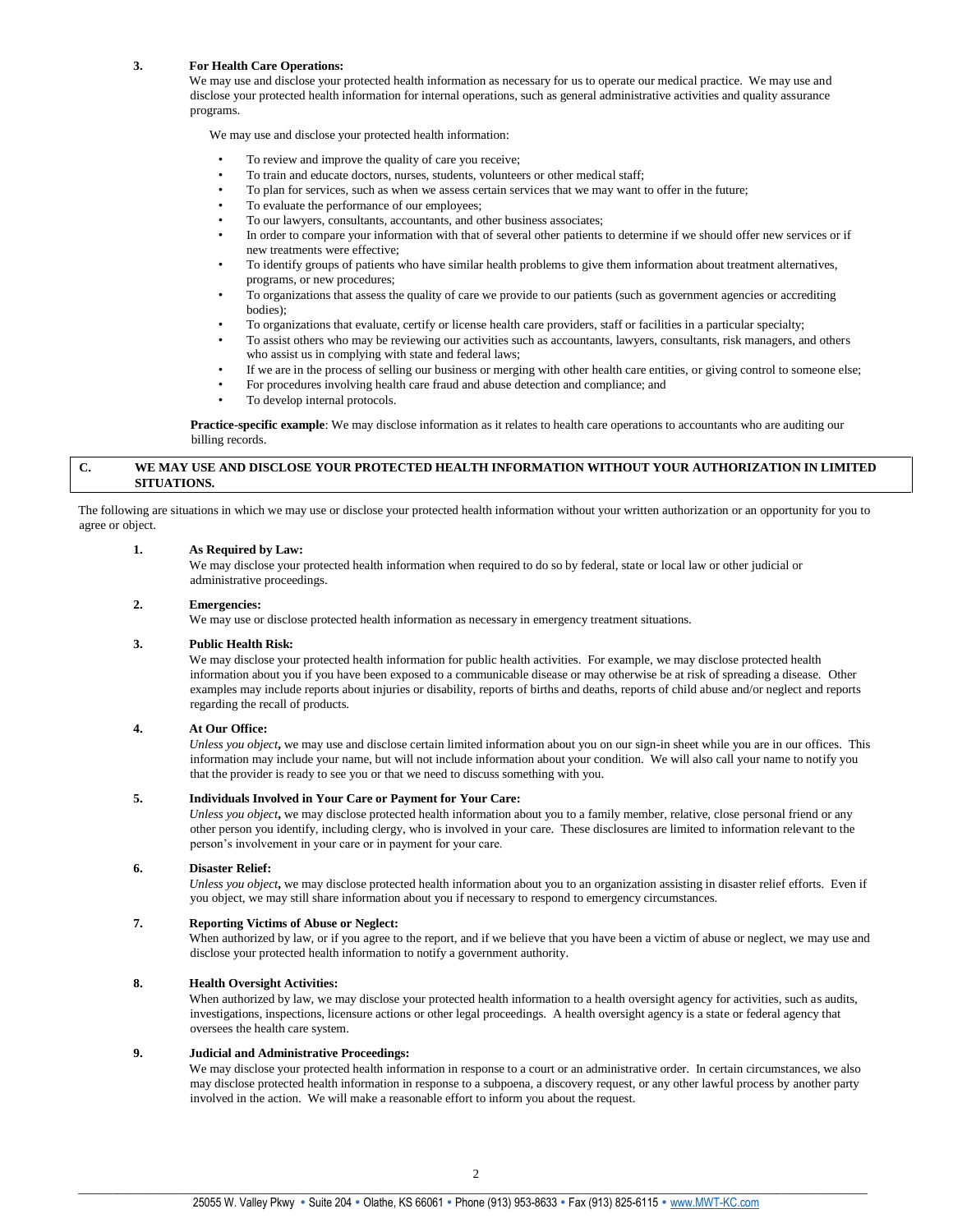### 3. For Health Care Operations:

We may use and disclose your protected health information as necessary for us to operate our medical practice. We may use and disclose your protected health information for internal operations, such as general administrative activities and quality assurance programs.

We may use and disclose your protected health information:

- To review and improve the quality of care you receive;
- To train and educate doctors, nurses, students, volunteers or other medical staff;
- To plan for services, such as when we assess certain services that we may want to offer in the future;
- To evaluate the performance of our employees;
- To our lawyers, consultants, accountants, and other business associates;
- In order to compare your information with that of several other patients to determine if we should offer new services or if new treatments were effective;
- To identify groups of patients who have similar health problems to give them information about treatment alternatives, programs, or new procedures;
- To organizations that assess the quality of care we provide to our patients (such as government agencies or accrediting bodies);
- To organizations that evaluate, certify or license health care providers, staff or facilities in a particular specialty;
- To assist others who may be reviewing our activities such as accountants, lawyers, consultants, risk managers, and others who assist us in complying with state and federal laws;
- If we are in the process of selling our business or merging with other health care entities, or giving control to someone else;
- For procedures involving health care fraud and abuse detection and compliance; and
- To develop internal protocols.

**Practice-specific example**: We may disclose information as it relates to health care operations to accountants who are auditing our billing records.

## C. WE MAY USE AND DISCLOSE YOUR PROTECTED HEALTH INFORMATION WITHOUT YOUR AUTHORIZATION IN LIMITED SITUATIONS.

The following are situations in which we may use or disclose your protected health information without your written authorization or an opportunity for you to agree or object.

### 1. As Required by Law:

We may disclose your protected health information when required to do so by federal, state or local law or other judicial or administrative proceedings.

### 2. Emergencies:

We may use or disclose protected health information as necessary in emergency treatment situations.

### 3. Public Health Risk:

We may disclose your protected health information for public health activities. For example, we may disclose protected health information about you if you have been exposed to a communicable disease or may otherwise be at risk of spreading a disease. Other examples may include reports about injuries or disability, reports of births and deaths, reports of child abuse and/or neglect and reports regarding the recall of products.

### 4. At Our Office:

*Unless you object***,** we may use and disclose certain limited information about you on our sign-in sheet while you are in our offices. This information may include your name, but will not include information about your condition. We will also call your name to notify you that the provider is ready to see you or that we need to discuss something with you.

### 5. Individuals Involved in Your Care or Payment for Your Care:

*Unless you object***,** we may disclose protected health information about you to a family member, relative, close personal friend or any other person you identify, including clergy, who is involved in your care. These disclosures are limited to information relevant to the person's involvement in your care or in payment for your care.

### 6. Disaster Relief:

*Unless you object***,** we may disclose protected health information about you to an organization assisting in disaster relief efforts. Even if you object, we may still share information about you if necessary to respond to emergency circumstances.

### 7. Reporting Victims of Abuse or Neglect:

When authorized by law, or if you agree to the report, and if we believe that you have been a victim of abuse or neglect, we may use and disclose your protected health information to notify a government authority.

### 8. Health Oversight Activities:

When authorized by law, we may disclose your protected health information to a health oversight agency for activities, such as audits, investigations, inspections, licensure actions or other legal proceedings. A health oversight agency is a state or federal agency that oversees the health care system.

### 9. Judicial and Administrative Proceedings:

We may disclose your protected health information in response to a court or an administrative order. In certain circumstances, we also may disclose protected health information in response to a subpoena, a discovery request, or any other lawful process by another party involved in the action. We will make a reasonable effort to inform you about the request.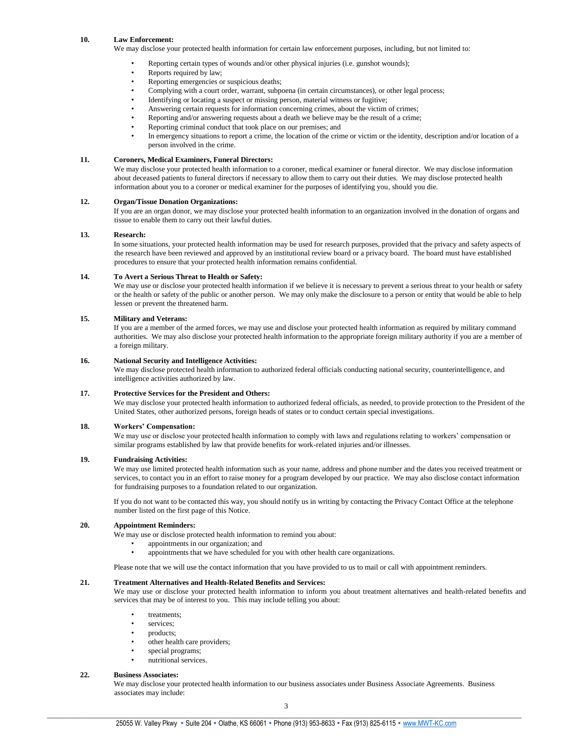**10. Law Enforcement:**

We may disclose your protected health information for certain law enforcement purposes, including, but not limited to:

- Reporting certain types of wounds and/or other physical injuries (i.e. gunshot wounds);
- Reports required by law;
- Reporting emergencies or suspicious deaths;
- Complying with a court order, warrant, subpoena (in certain circumstances), or other legal process;
- Identifying or locating a suspect or missing person, material witness or fugitive;
- Answering certain requests for information concerning crimes, about the victim of crimes;
- Reporting and/or answering requests about a death we believe may be the result of a crime;
- Reporting criminal conduct that took place on our premises; and
- In emergency situations to report a crime, the location of the crime or victim or the identity, description and/or location of a person involved in the crime.

**11. Coroners, Medical Examiners, Funeral Directors:**

We may disclose your protected health information to a coroner, medical examiner or funeral director. We may disclose information about deceased patients to funeral directors if necessary to allow them to carry out their duties. We may disclose protected health information about you to a coroner or medical examiner for the purposes of identifying you, should you die.

**12. Organ/Tissue Donation Organizations:**

If you are an organ donor, we may disclose your protected health information to an organization involved in the donation of organs and tissue to enable them to carry out their lawful duties.

**13. Research:**

In some situations, your protected health information may be used for research purposes, provided that the privacy and safety aspects of the research have been reviewed and approved by an institutional review board or a privacy board. The board must have established procedures to ensure that your protected health information remains confidential.

**14. To Avert a Serious Threat to Health or Safety:**

We may use or disclose your protected health information if we believe it is necessary to prevent a serious threat to your health or safety or the health or safety of the public or another person. We may only make the disclosure to a person or entity that would be able to help lessen or prevent the threatened harm.

**15. Military and Veterans:**

If you are a member of the armed forces, we may use and disclose your protected health information as required by military command authorities. We may also disclose your protected health information to the appropriate foreign military authority if you are a member of a foreign military.

**16. National Security and Intelligence Activities:**

We may disclose protected health information to authorized federal officials conducting national security, counterintelligence, and intelligence activities authorized by law.

**17. Protective Services for the President and Others:**

We may disclose your protected health information to authorized federal officials, as needed, to provide protection to the President of the United States, other authorized persons, foreign heads of states or to conduct certain special investigations.

**18. Workers' Compensation:**

We may use or disclose your protected health information to comply with laws and regulations relating to workers' compensation or similar programs established by law that provide benefits for work-related injuries and/or illnesses.

**19. Fundraising Activities:**

We may use limited protected health information such as your name, address and phone number and the dates you received treatment or services, to contact you in an effort to raise money for a program developed by our practice. We may also disclose contact information for fundraising purposes to a foundation related to our organization.

If you do not want to be contacted this way, you should notify us in writing by contacting the Privacy Contact Office at the telephone number listed on the first page of this Notice.

**20. Appointment Reminders:**

We may use or disclose protected health information to remind you about:

- appointments in our organization; and
- appointments that we have scheduled for you with other health care organizations.

Please note that we will use the contact information that you have provided to us to mail or call with appointment reminders.

**21. Treatment Alternatives and Health-Related Benefits and Services:**

We may use or disclose your protected health information to inform you about treatment alternatives and health-related benefits and services that may be of interest to you. This may include telling you about:

- treatments;
- services;
- products;
- other health care providers;
- special programs;
- nutritional services.

**22. Business Associates:**

We may disclose your protected health information to our business associates under Business Associate Agreements. Business associates may include: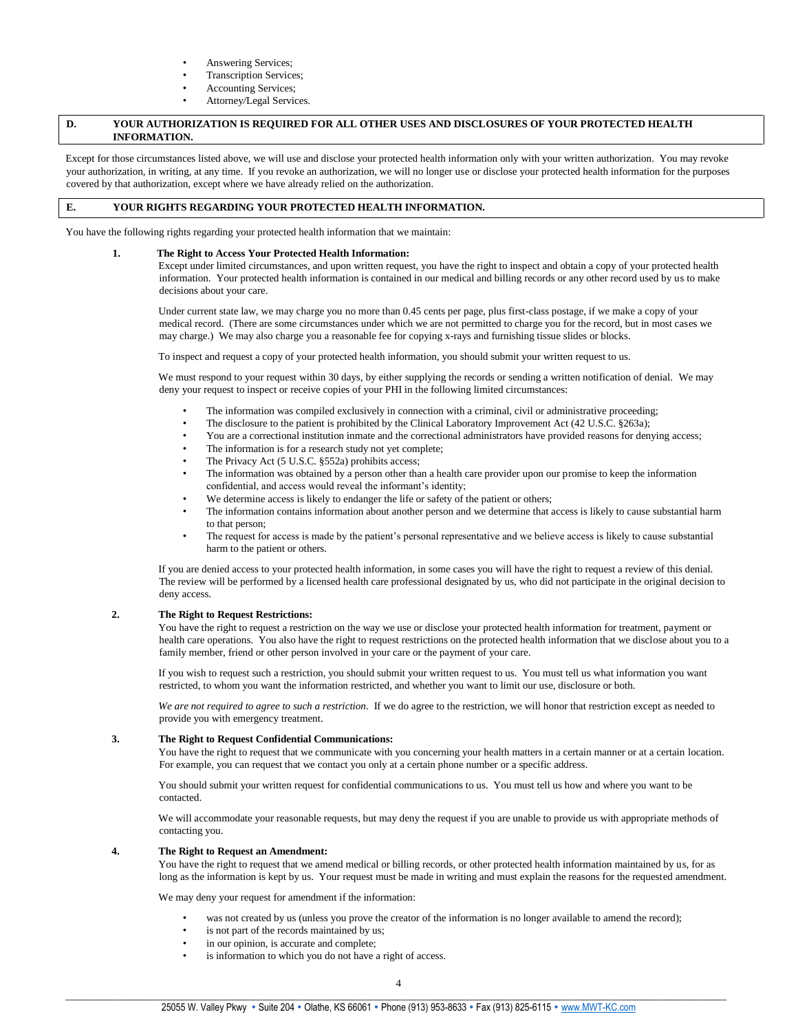- Answering Services;
- Transcription Services;
- Accounting Services;
- Attorney/Legal Services.

## D. YOUR AUTHORIZATION IS REQUIRED FOR ALL OTHER USES AND DISCLOSURES OF YOUR PROTECTED HEALTH INFORMATION.

Except for those circumstances listed above, we will use and disclose your protected health information only with your written authorization. You may revoke your authorization, in writing, at any time. If you revoke an authorization, we will no longer use or disclose your protected health information for the purposes covered by that authorization, except where we have already relied on the authorization.

## E. YOUR RIGHTS REGARDING YOUR PROTECTED HEALTH INFORMATION.

You have the following rights regarding your protected health information that we maintain:

### 1. The Right to Access Your Protected Health Information:

Except under limited circumstances, and upon written request, you have the right to inspect and obtain a copy of your protected health information. Your protected health information is contained in our medical and billing records or any other record used by us to make decisions about your care.

Under current state law, we may charge you no more than 0.45 cents per page, plus first-class postage, if we make a copy of your medical record. (There are some circumstances under which we are not permitted to charge you for the record, but in most cases we may charge.) We may also charge you a reasonable fee for copying x-rays and furnishing tissue slides or blocks.

To inspect and request a copy of your protected health information, you should submit your written request to us.

We must respond to your request within 30 days, by either supplying the records or sending a written notification of denial. We may deny your request to inspect or receive copies of your PHI in the following limited circumstances:

- The information was compiled exclusively in connection with a criminal, civil or administrative proceeding;
- The disclosure to the patient is prohibited by the Clinical Laboratory Improvement Act (42 U.S.C. §263a);
- You are a correctional institution inmate and the correctional administrators have provided reasons for denying access;
- The information is for a research study not yet complete;
- The Privacy Act (5 U.S.C. §552a) prohibits access;
- The information was obtained by a person other than a health care provider upon our promise to keep the information confidential, and access would reveal the informant's identity;
- We determine access is likely to endanger the life or safety of the patient or others;
- The information contains information about another person and we determine that access is likely to cause substantial harm to that person;
- The request for access is made by the patient's personal representative and we believe access is likely to cause substantial harm to the patient or others.

If you are denied access to your protected health information, in some cases you will have the right to request a review of this denial. The review will be performed by a licensed health care professional designated by us, who did not participate in the original decision to deny access.

### 2. The Right to Request Restrictions:

You have the right to request a restriction on the way we use or disclose your protected health information for treatment, payment or health care operations. You also have the right to request restrictions on the protected health information that we disclose about you to a family member, friend or other person involved in your care or the payment of your care.

If you wish to request such a restriction, you should submit your written request to us. You must tell us what information you want restricted, to whom you want the information restricted, and whether you want to limit our use, disclosure or both.

*We are not required to agree to such a restriction*. If we do agree to the restriction, we will honor that restriction except as needed to provide you with emergency treatment.

### 3. The Right to Request Confidential Communications:

You have the right to request that we communicate with you concerning your health matters in a certain manner or at a certain location. For example, you can request that we contact you only at a certain phone number or a specific address.

You should submit your written request for confidential communications to us. You must tell us how and where you want to be contacted.

We will accommodate your reasonable requests, but may deny the request if you are unable to provide us with appropriate methods of contacting you.

### 4. The Right to Request an Amendment:

You have the right to request that we amend medical or billing records, or other protected health information maintained by us, for as long as the information is kept by us. Your request must be made in writing and must explain the reasons for the requested amendment.

We may deny your request for amendment if the information:

- was not created by us (unless you prove the creator of the information is no longer available to amend the record);
- is not part of the records maintained by us;
- in our opinion, is accurate and complete;
- is information to which you do not have a right of access.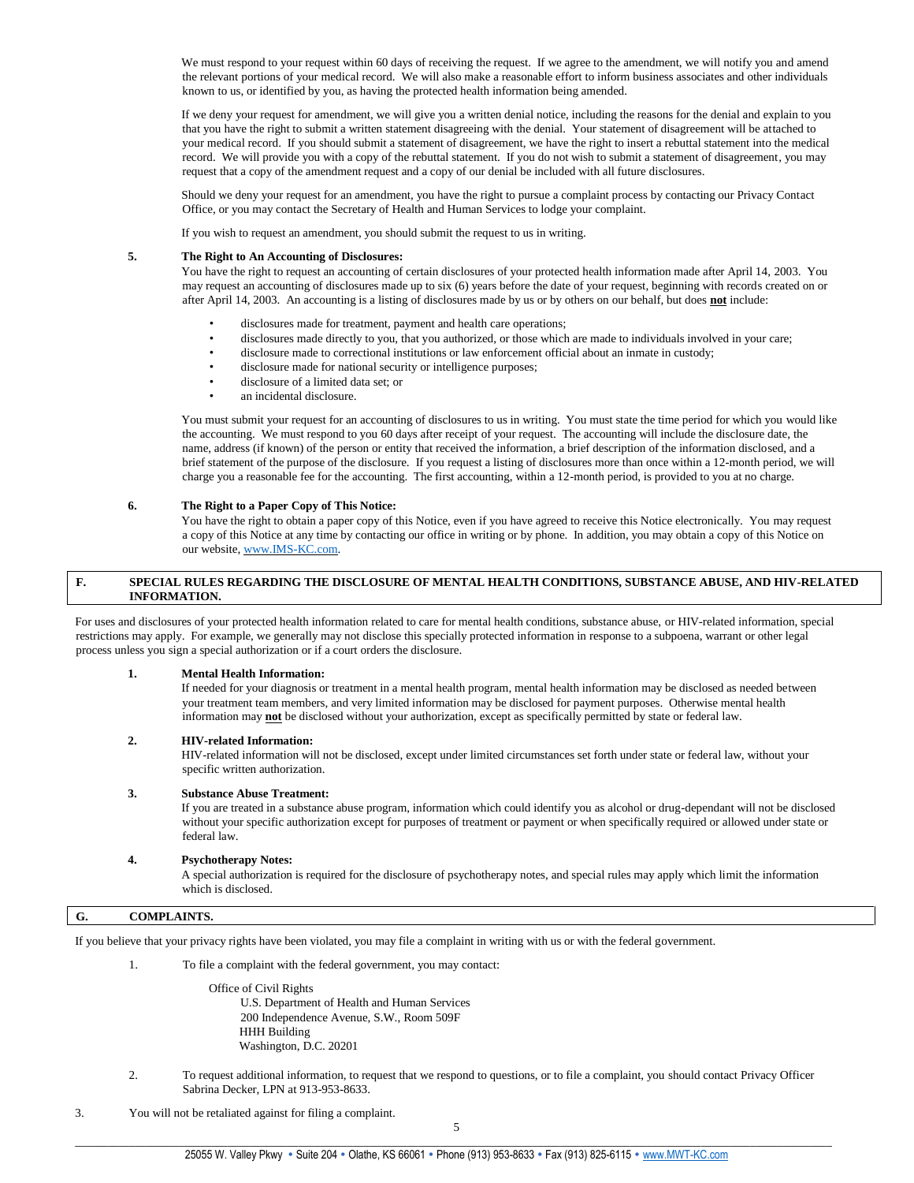We must respond to your request within 60 days of receiving the request. If we agree to the amendment, we will notify you and amend the relevant portions of your medical record. We will also make a reasonable effort to inform business associates and other individuals known to us, or identified by you, as having the protected health information being amended.

If we deny your request for amendment, we will give you a written denial notice, including the reasons for the denial and explain to you that you have the right to submit a written statement disagreeing with the denial. Your statement of disagreement will be attached to your medical record. If you should submit a statement of disagreement, we have the right to insert a rebuttal statement into the medical record. We will provide you with a copy of the rebuttal statement. If you do not wish to submit a statement of disagreement, you may request that a copy of the amendment request and a copy of our denial be included with all future disclosures.

Should we deny your request for an amendment, you have the right to pursue a complaint process by contacting our Privacy Contact Office, or you may contact the Secretary of Health and Human Services to lodge your complaint.

If you wish to request an amendment, you should submit the request to us in writing.

**5. The Right to An Accounting of Disclosures:**
You have the right to request an accounting of certain disclosures of your protected health information made after April 14, 2003. You may request an accounting of disclosures made up to six (6) years before the date of your request, beginning with records created on or after April 14, 2003. An accounting is a listing of disclosures made by us or by others on our behalf, but does **not** include:

- disclosures made for treatment, payment and health care operations;
- disclosures made directly to you, that you authorized, or those which are made to individuals involved in your care;
- disclosure made to correctional institutions or law enforcement official about an inmate in custody;
- disclosure made for national security or intelligence purposes;
- disclosure of a limited data set; or
- an incidental disclosure.

You must submit your request for an accounting of disclosures to us in writing. You must state the time period for which you would like the accounting. We must respond to you 60 days after receipt of your request. The accounting will include the disclosure date, the name, address (if known) of the person or entity that received the information, a brief description of the information disclosed, and a brief statement of the purpose of the disclosure. If you request a listing of disclosures more than once within a 12-month period, we will charge you a reasonable fee for the accounting. The first accounting, within a 12-month period, is provided to you at no charge.

**6. The Right to a Paper Copy of This Notice:**
You have the right to obtain a paper copy of this Notice, even if you have agreed to receive this Notice electronically. You may request a copy of this Notice at any time by contacting our office in writing or by phone. In addition, you may obtain a copy of this Notice on our website, www.IMS-KC.com.

## F. SPECIAL RULES REGARDING THE DISCLOSURE OF MENTAL HEALTH CONDITIONS, SUBSTANCE ABUSE, AND HIV-RELATED INFORMATION.

For uses and disclosures of your protected health information related to care for mental health conditions, substance abuse, or HIV-related information, special restrictions may apply. For example, we generally may not disclose this specially protected information in response to a subpoena, warrant or other legal process unless you sign a special authorization or if a court orders the disclosure.

**1. Mental Health Information:**
If needed for your diagnosis or treatment in a mental health program, mental health information may be disclosed as needed between your treatment team members, and very limited information may be disclosed for payment purposes. Otherwise mental health information may **not** be disclosed without your authorization, except as specifically permitted by state or federal law.

**2. HIV-related Information:**
HIV-related information will not be disclosed, except under limited circumstances set forth under state or federal law, without your specific written authorization.

**3. Substance Abuse Treatment:**
If you are treated in a substance abuse program, information which could identify you as alcohol or drug-dependant will not be disclosed without your specific authorization except for purposes of treatment or payment or when specifically required or allowed under state or federal law.

**4. Psychotherapy Notes:**
A special authorization is required for the disclosure of psychotherapy notes, and special rules may apply which limit the information which is disclosed.

## G. COMPLAINTS.

If you believe that your privacy rights have been violated, you may file a complaint in writing with us or with the federal government.

1. To file a complaint with the federal government, you may contact:

   Office of Civil Rights
   U.S. Department of Health and Human Services
   200 Independence Avenue, S.W., Room 509F
   HHH Building
   Washington, D.C. 20201

2. To request additional information, to request that we respond to questions, or to file a complaint, you should contact Privacy Officer Sabrina Decker, LPN at 913-953-8633.

3. You will not be retaliated against for filing a complaint.

25055 W. Valley Pkwy • Suite 204 • Olathe, KS 66061 • Phone (913) 953-8633 • Fax (913) 825-6115 • www.MWT-KC.com